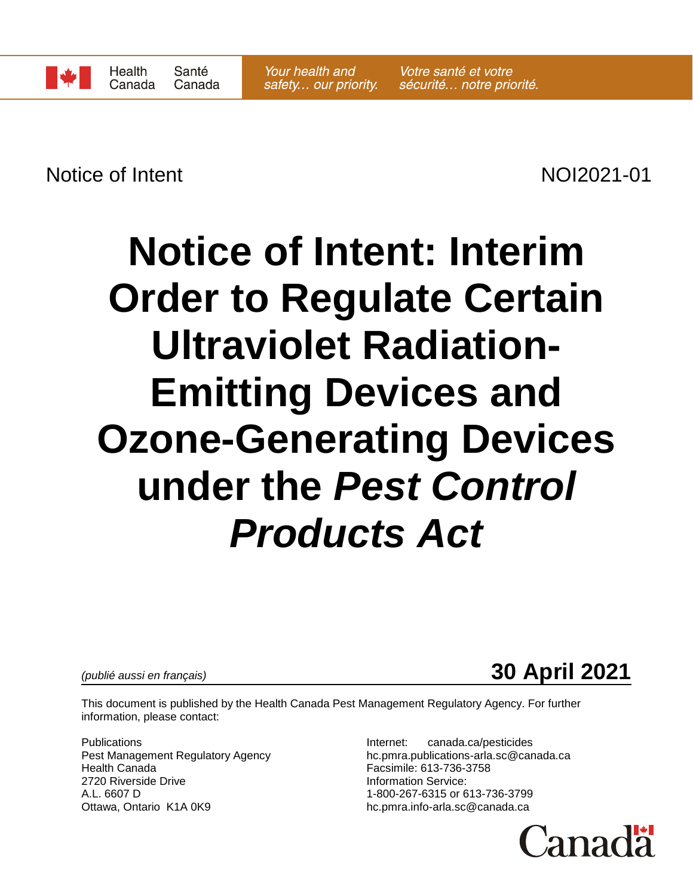Health Canada | Santé Canada

*Your health and safety… our priority.* | *Votre santé et votre sécurité… notre priorité.*

Notice of Intent NOI2021-01

# Notice of Intent: Interim Order to Regulate Certain Ultraviolet Radiation-Emitting Devices and Ozone-Generating Devices under the *Pest Control Products Act*

*(publié aussi en français)*

**30 April 2021**

This document is published by the Health Canada Pest Management Regulatory Agency. For further information, please contact:

Publications
Pest Management Regulatory Agency
Health Canada
2720 Riverside Drive
A.L. 6607 D
Ottawa, Ontario K1A 0K9

Internet: canada.ca/pesticides
hc.pmra.publications-arla.sc@canada.ca
Facsimile: 613-736-3758
Information Service:
1-800-267-6315 or 613-736-3799
hc.pmra.info-arla.sc@canada.ca

Canada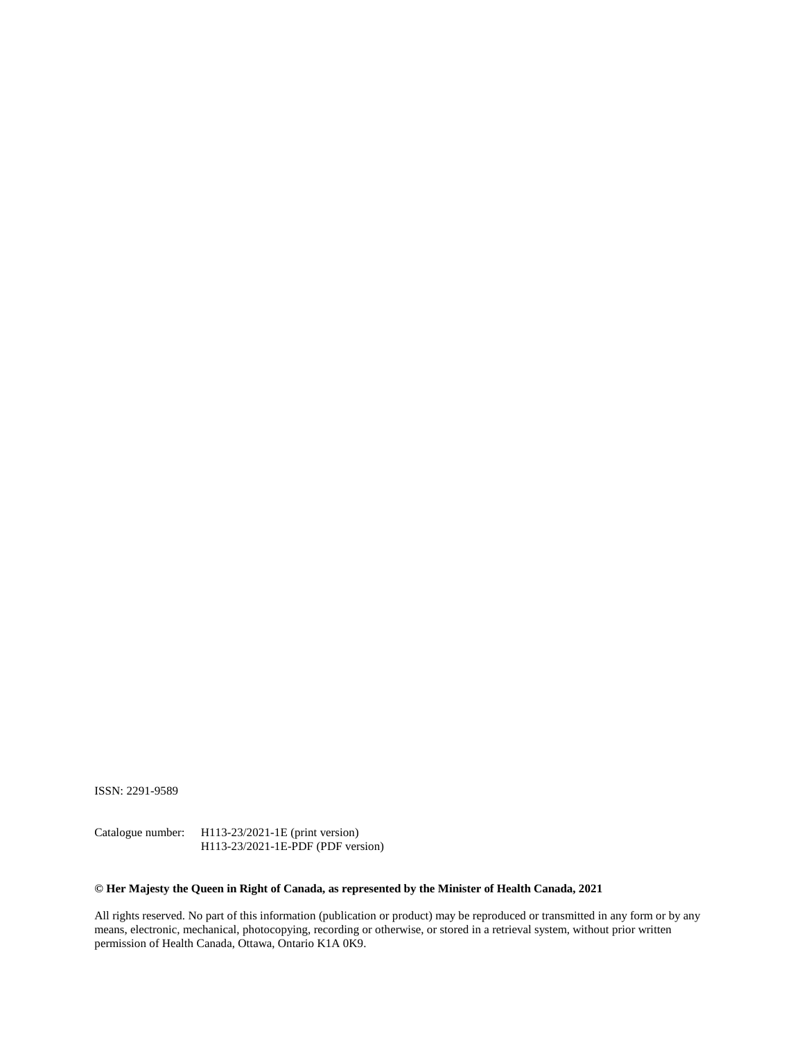ISSN: 2291-9589

Catalogue number: H113-23/2021-1E (print version)
H113-23/2021-1E-PDF (PDF version)

**© Her Majesty the Queen in Right of Canada, as represented by the Minister of Health Canada, 2021**

All rights reserved. No part of this information (publication or product) may be reproduced or transmitted in any form or by any means, electronic, mechanical, photocopying, recording or otherwise, or stored in a retrieval system, without prior written permission of Health Canada, Ottawa, Ontario K1A 0K9.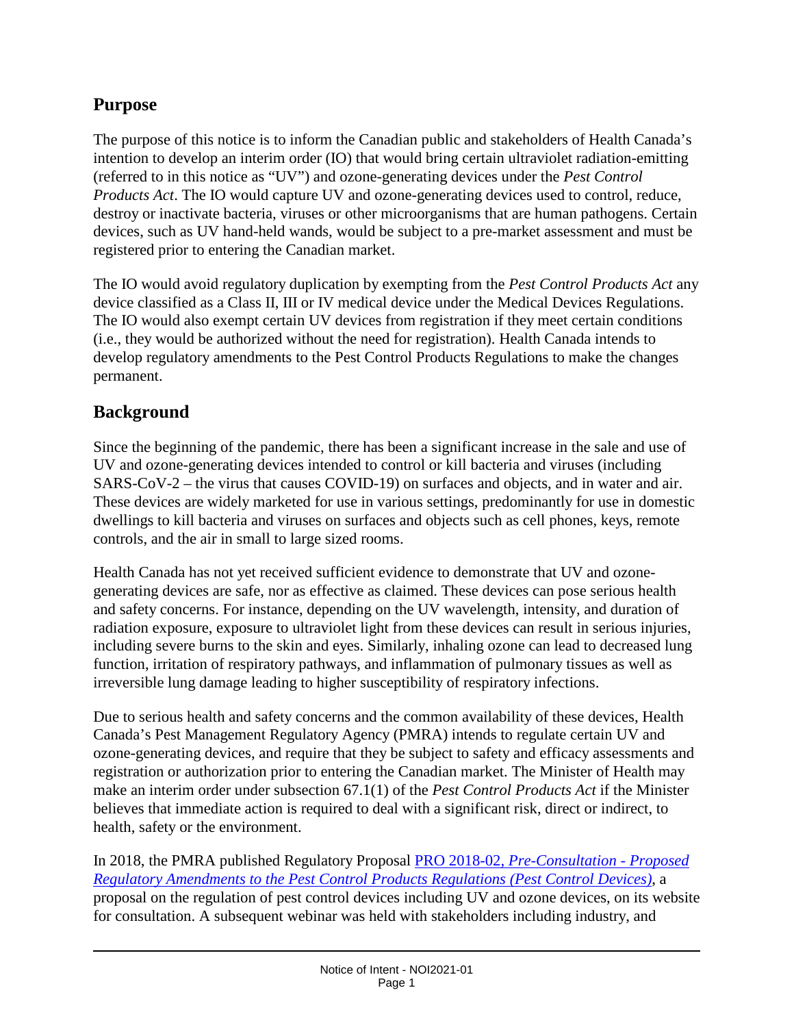## Purpose

The purpose of this notice is to inform the Canadian public and stakeholders of Health Canada's intention to develop an interim order (IO) that would bring certain ultraviolet radiation-emitting (referred to in this notice as "UV") and ozone-generating devices under the *Pest Control Products Act*. The IO would capture UV and ozone-generating devices used to control, reduce, destroy or inactivate bacteria, viruses or other microorganisms that are human pathogens. Certain devices, such as UV hand-held wands, would be subject to a pre-market assessment and must be registered prior to entering the Canadian market.

The IO would avoid regulatory duplication by exempting from the *Pest Control Products Act* any device classified as a Class II, III or IV medical device under the Medical Devices Regulations. The IO would also exempt certain UV devices from registration if they meet certain conditions (i.e., they would be authorized without the need for registration). Health Canada intends to develop regulatory amendments to the Pest Control Products Regulations to make the changes permanent.

## Background

Since the beginning of the pandemic, there has been a significant increase in the sale and use of UV and ozone-generating devices intended to control or kill bacteria and viruses (including SARS-CoV-2 – the virus that causes COVID-19) on surfaces and objects, and in water and air. These devices are widely marketed for use in various settings, predominantly for use in domestic dwellings to kill bacteria and viruses on surfaces and objects such as cell phones, keys, remote controls, and the air in small to large sized rooms.

Health Canada has not yet received sufficient evidence to demonstrate that UV and ozone-generating devices are safe, nor as effective as claimed. These devices can pose serious health and safety concerns. For instance, depending on the UV wavelength, intensity, and duration of radiation exposure, exposure to ultraviolet light from these devices can result in serious injuries, including severe burns to the skin and eyes. Similarly, inhaling ozone can lead to decreased lung function, irritation of respiratory pathways, and inflammation of pulmonary tissues as well as irreversible lung damage leading to higher susceptibility of respiratory infections.

Due to serious health and safety concerns and the common availability of these devices, Health Canada's Pest Management Regulatory Agency (PMRA) intends to regulate certain UV and ozone-generating devices, and require that they be subject to safety and efficacy assessments and registration or authorization prior to entering the Canadian market. The Minister of Health may make an interim order under subsection 67.1(1) of the *Pest Control Products Act* if the Minister believes that immediate action is required to deal with a significant risk, direct or indirect, to health, safety or the environment.

In 2018, the PMRA published Regulatory Proposal [PRO 2018-02, *Pre-Consultation - Proposed Regulatory Amendments to the Pest Control Products Regulations (Pest Control Devices)*], a proposal on the regulation of pest control devices including UV and ozone devices, on its website for consultation. A subsequent webinar was held with stakeholders including industry, and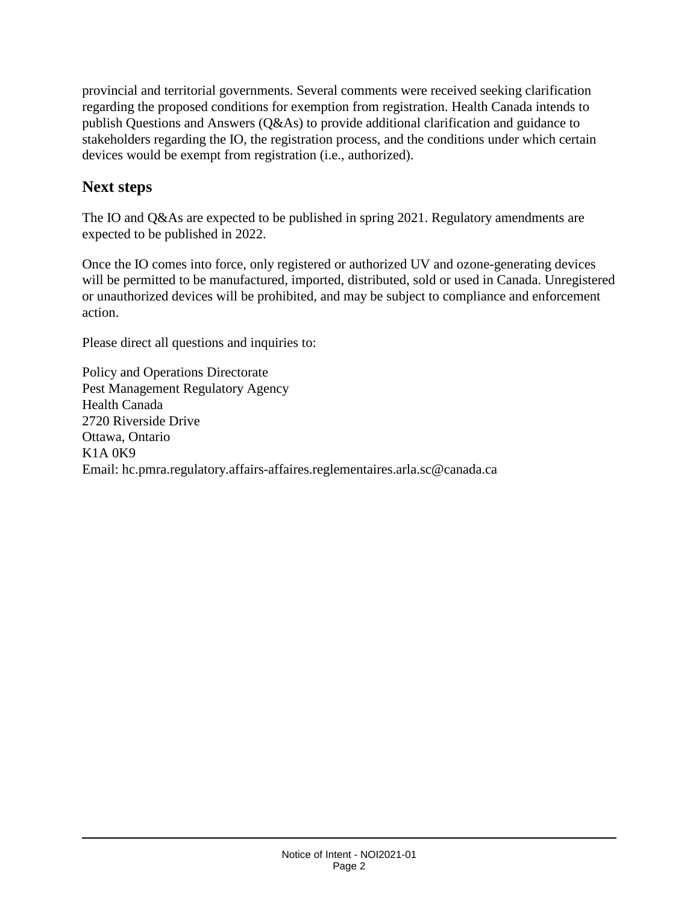provincial and territorial governments. Several comments were received seeking clarification regarding the proposed conditions for exemption from registration. Health Canada intends to publish Questions and Answers (Q&As) to provide additional clarification and guidance to stakeholders regarding the IO, the registration process, and the conditions under which certain devices would be exempt from registration (i.e., authorized).

## Next steps

The IO and Q&As are expected to be published in spring 2021. Regulatory amendments are expected to be published in 2022.

Once the IO comes into force, only registered or authorized UV and ozone-generating devices will be permitted to be manufactured, imported, distributed, sold or used in Canada. Unregistered or unauthorized devices will be prohibited, and may be subject to compliance and enforcement action.

Please direct all questions and inquiries to:

Policy and Operations Directorate
Pest Management Regulatory Agency
Health Canada
2720 Riverside Drive
Ottawa, Ontario
K1A 0K9
Email: hc.pmra.regulatory.affairs-affaires.reglementaires.arla.sc@canada.ca